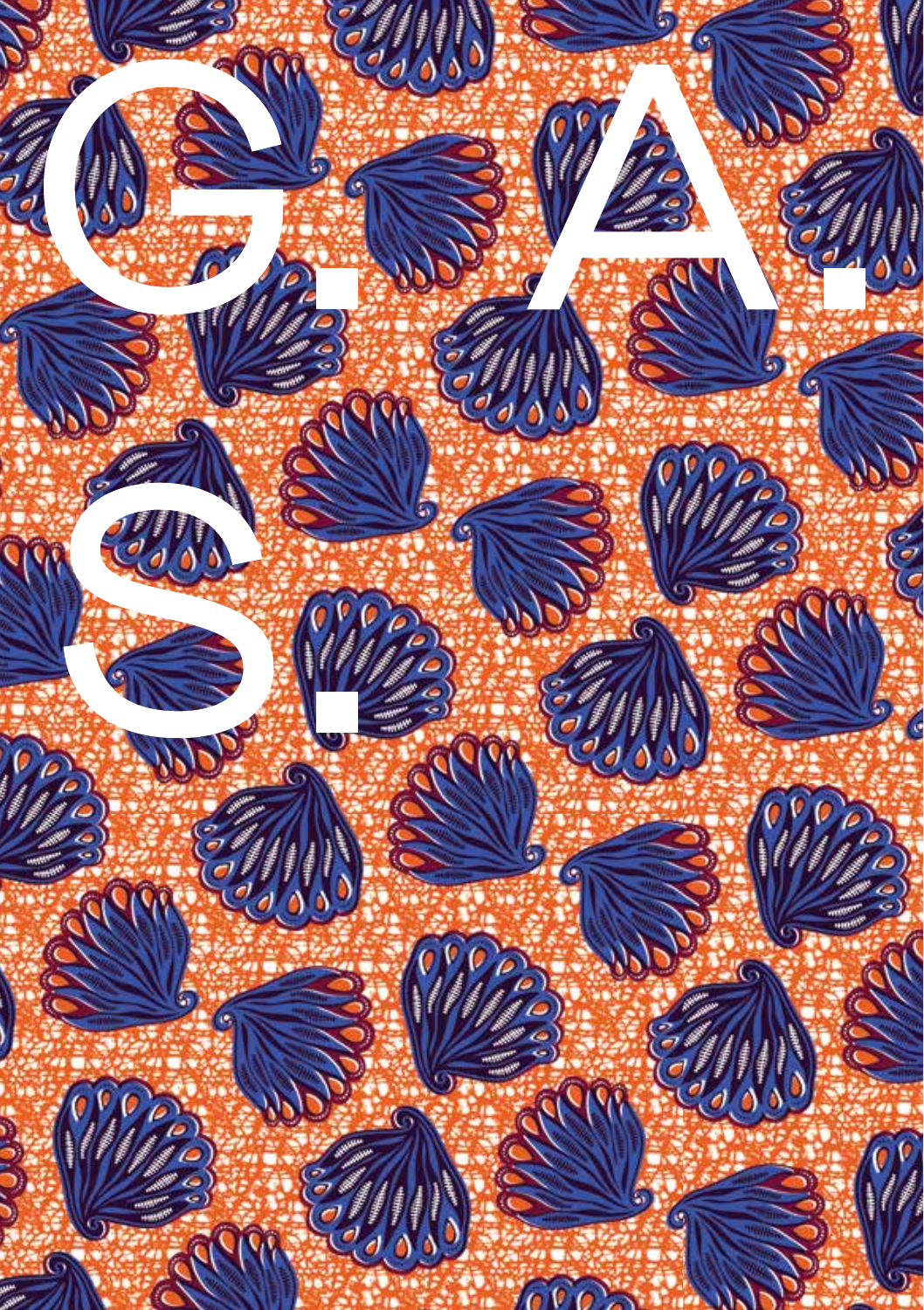# G. A. S.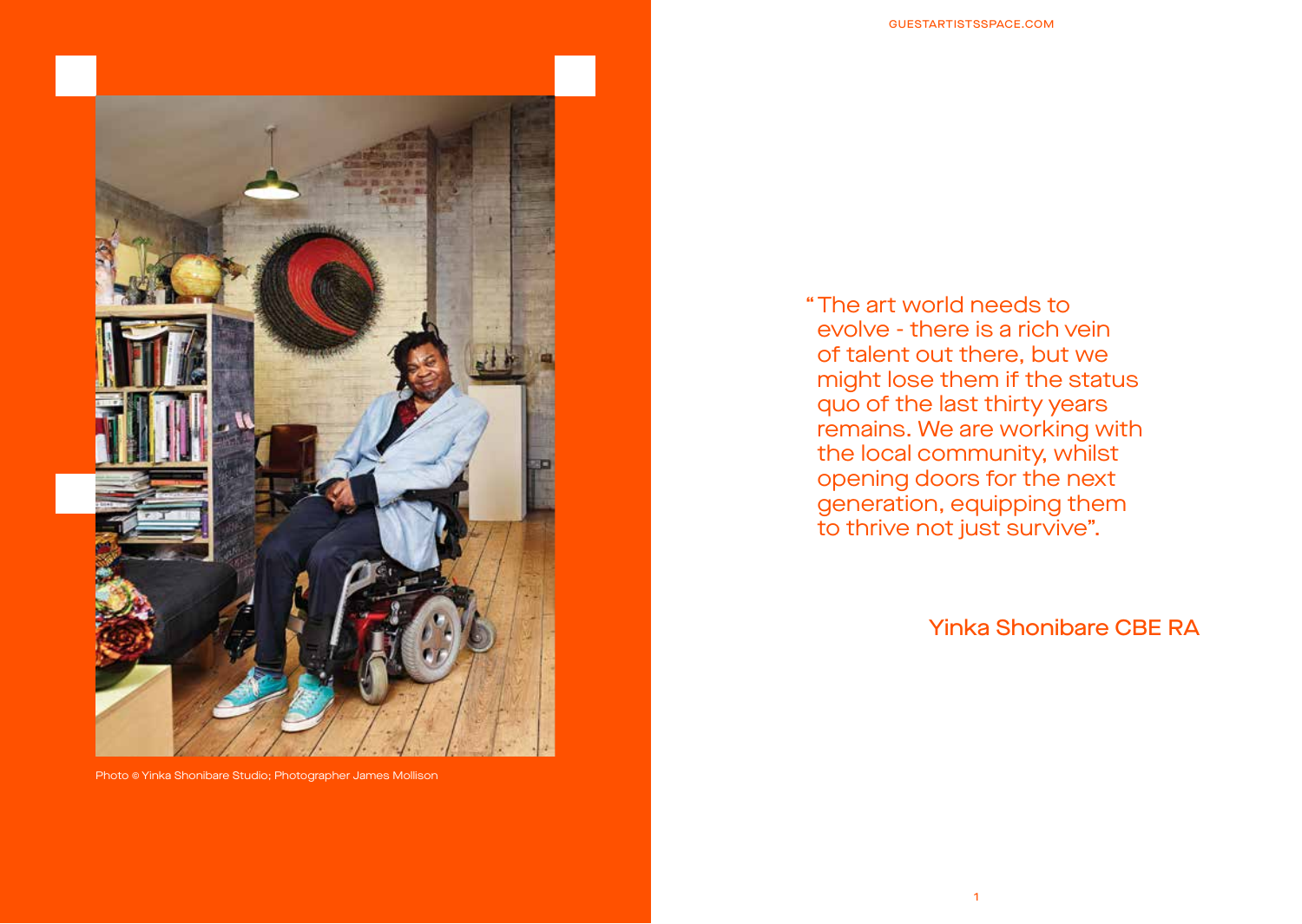Photo © Yinka Shonibare Studio; Photographer James Mollison

"The art world needs to evolve - there is a rich vein of talent out there, but we might lose them if the status quo of the last thirty years remains. We are working with the local community, whilst opening doors for the next generation, equipping them to thrive not just survive".

Yinka Shonibare CBE RA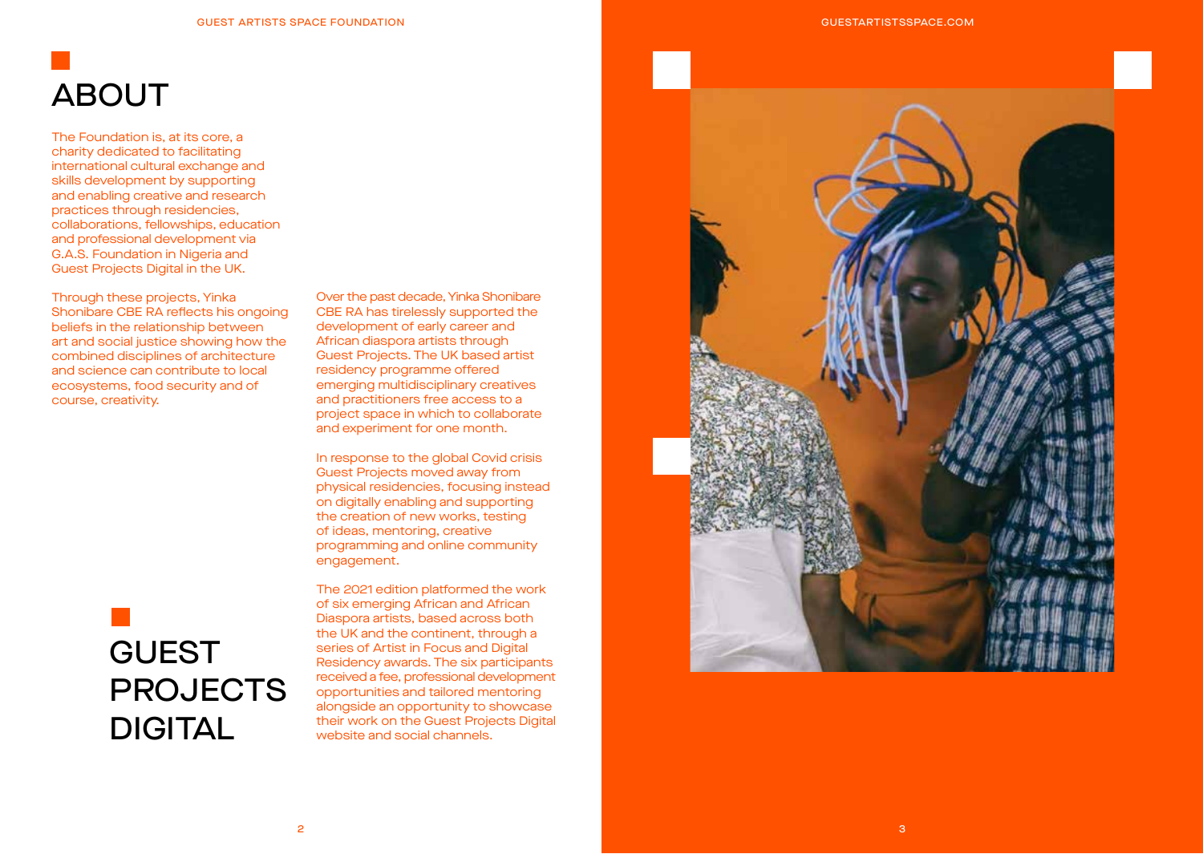# ABOUT

The Foundation is, at its core, a charity dedicated to facilitating international cultural exchange and skills development by supporting and enabling creative and research practices through residencies, collaborations, fellowships, education and professional development via G.A.S. Foundation in Nigeria and Guest Projects Digital in the UK.

Through these projects, Yinka Shonibare CBE RA reflects his ongoing beliefs in the relationship between art and social justice showing how the combined disciplines of architecture and science can contribute to local ecosystems, food security and of course, creativity.

# GUEST PROJECTS DIGITAL

Over the past decade, Yinka Shonibare CBE RA has tirelessly supported the development of early career and African diaspora artists through Guest Projects. The UK based artist residency programme offered emerging multidisciplinary creatives and practitioners free access to a project space in which to collaborate and experiment for one month.

In response to the global Covid crisis Guest Projects moved away from physical residencies, focusing instead on digitally enabling and supporting the creation of new works, testing of ideas, mentoring, creative programming and online community engagement.

The 2021 edition platformed the work of six emerging African and African Diaspora artists, based across both the UK and the continent, through a series of Artist in Focus and Digital Residency awards. The six participants received a fee, professional development opportunities and tailored mentoring alongside an opportunity to showcase their work on the Guest Projects Digital website and social channels.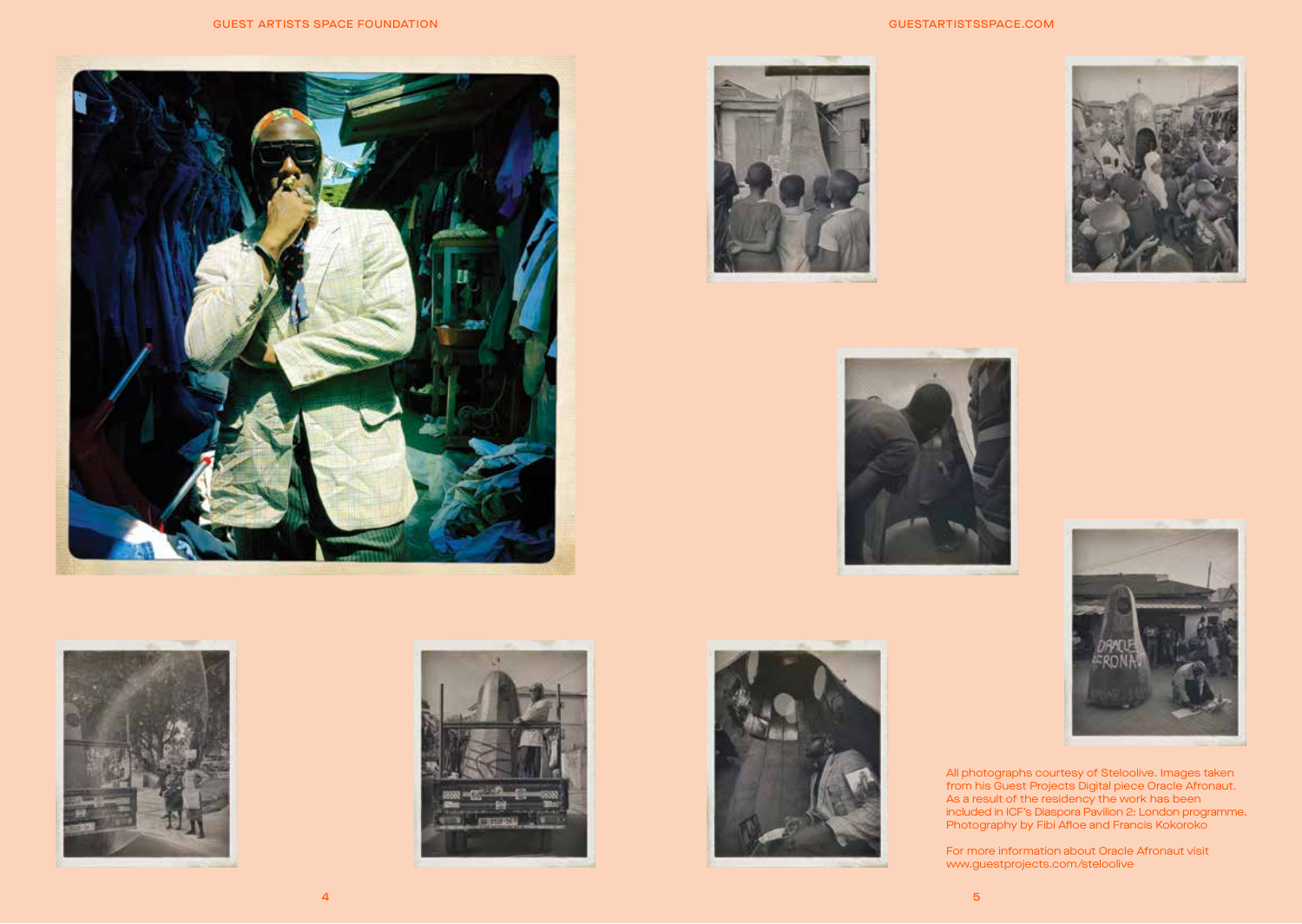All photographs courtesy of Steloolive. Images taken from his Guest Projects Digital piece Oracle Afronaut. As a result of the residency the work has been included in ICF's Diaspora Pavilion 2: London programme. Photography by Fibi Afloe and Francis Kokoroko

For more information about Oracle Afronaut visit www.guestprojects.com/steloolive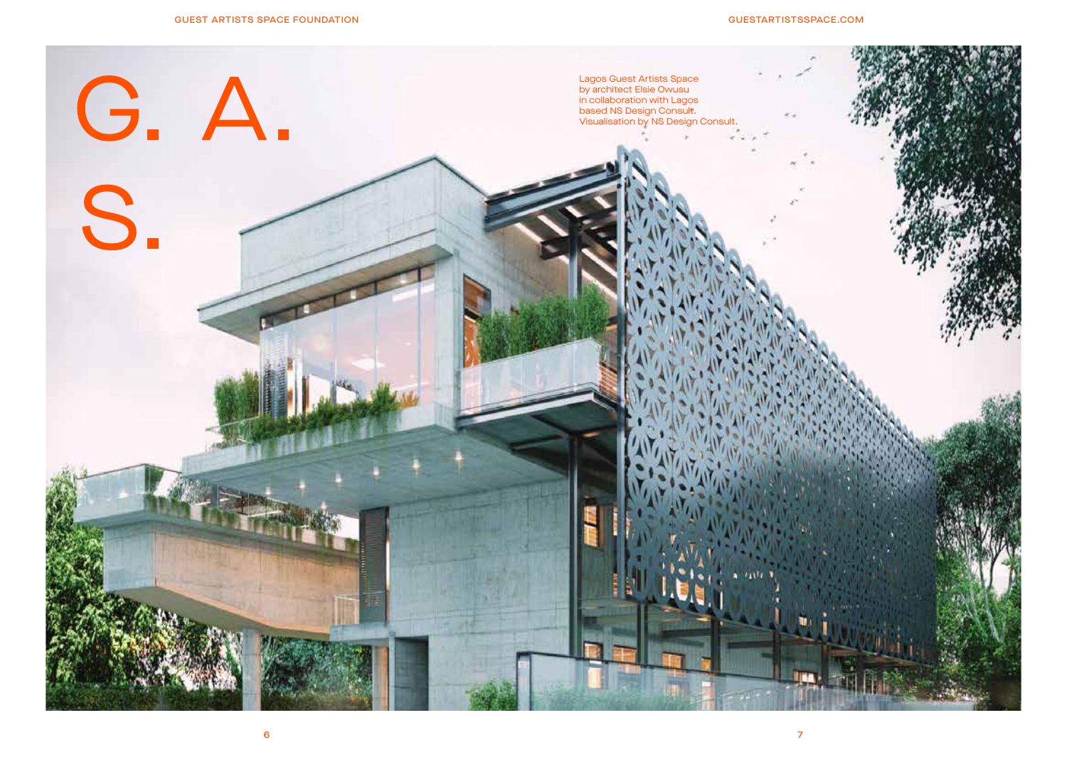# G. A. S.

Lagos Guest Artists Space
by architect Elsie Owusu
in collaboration with Lagos
based NS Design Consult.
Visualisation by NS Design Consult.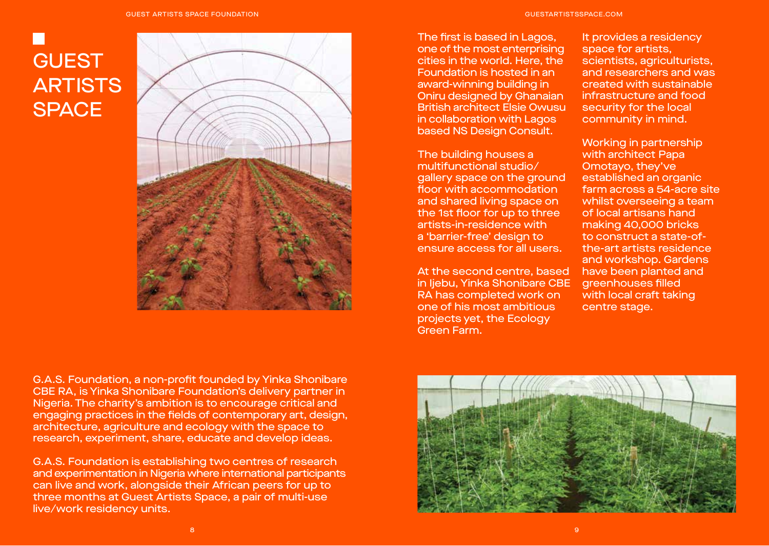# GUEST ARTISTS SPACE

G.A.S. Foundation, a non-profit founded by Yinka Shonibare CBE RA, is Yinka Shonibare Foundation's delivery partner in Nigeria. The charity's ambition is to encourage critical and engaging practices in the fields of contemporary art, design, architecture, agriculture and ecology with the space to research, experiment, share, educate and develop ideas.

G.A.S. Foundation is establishing two centres of research and experimentation in Nigeria where international participants can live and work, alongside their African peers for up to three months at Guest Artists Space, a pair of multi-use live/work residency units.

The first is based in Lagos, one of the most enterprising cities in the world. Here, the Foundation is hosted in an award-winning building in Oniru designed by Ghanaian British architect Elsie Owusu in collaboration with Lagos based NS Design Consult.

The building houses a multifunctional studio/gallery space on the ground floor with accommodation and shared living space on the 1st floor for up to three artists-in-residence with a 'barrier-free' design to ensure access for all users.

At the second centre, based in Ijebu, Yinka Shonibare CBE RA has completed work on one of his most ambitious projects yet, the Ecology Green Farm.

It provides a residency space for artists, scientists, agriculturists, and researchers and was created with sustainable infrastructure and food security for the local community in mind.

Working in partnership with architect Papa Omotayo, they've established an organic farm across a 54-acre site whilst overseeing a team of local artisans hand making 40,000 bricks to construct a state-of-the-art artists residence and workshop. Gardens have been planted and greenhouses filled with local craft taking centre stage.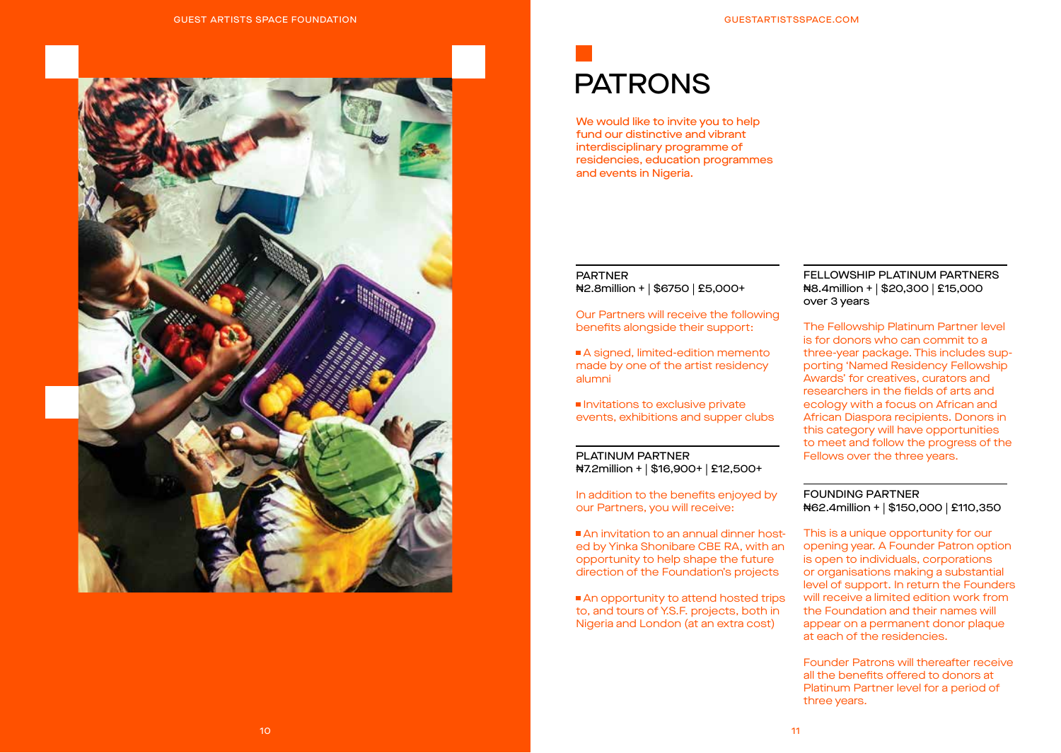# PATRONS

We would like to invite you to help fund our distinctive and vibrant interdisciplinary programme of residencies, education programmes and events in Nigeria.

## PARTNER

₦2.8million + | $6750 | £5,000+

Our Partners will receive the following benefits alongside their support:

- A signed, limited-edition memento made by one of the artist residency alumni
- Invitations to exclusive private events, exhibitions and supper clubs

## PLATINUM PARTNER

₦7.2million + | $16,900+ | £12,500+

In addition to the benefits enjoyed by our Partners, you will receive:

- An invitation to an annual dinner hosted by Yinka Shonibare CBE RA, with an opportunity to help shape the future direction of the Foundation's projects
- An opportunity to attend hosted trips to, and tours of Y.S.F. projects, both in Nigeria and London (at an extra cost)

## FELLOWSHIP PLATINUM PARTNERS

₦8.4million + | $20,300 | £15,000 over 3 years

The Fellowship Platinum Partner level is for donors who can commit to a three-year package. This includes supporting 'Named Residency Fellowship Awards' for creatives, curators and researchers in the fields of arts and ecology with a focus on African and African Diaspora recipients. Donors in this category will have opportunities to meet and follow the progress of the Fellows over the three years.

## FOUNDING PARTNER

₦62.4million + | $150,000 | £110,350

This is a unique opportunity for our opening year. A Founder Patron option is open to individuals, corporations or organisations making a substantial level of support. In return the Founders will receive a limited edition work from the Foundation and their names will appear on a permanent donor plaque at each of the residencies.

Founder Patrons will thereafter receive all the benefits offered to donors at Platinum Partner level for a period of three years.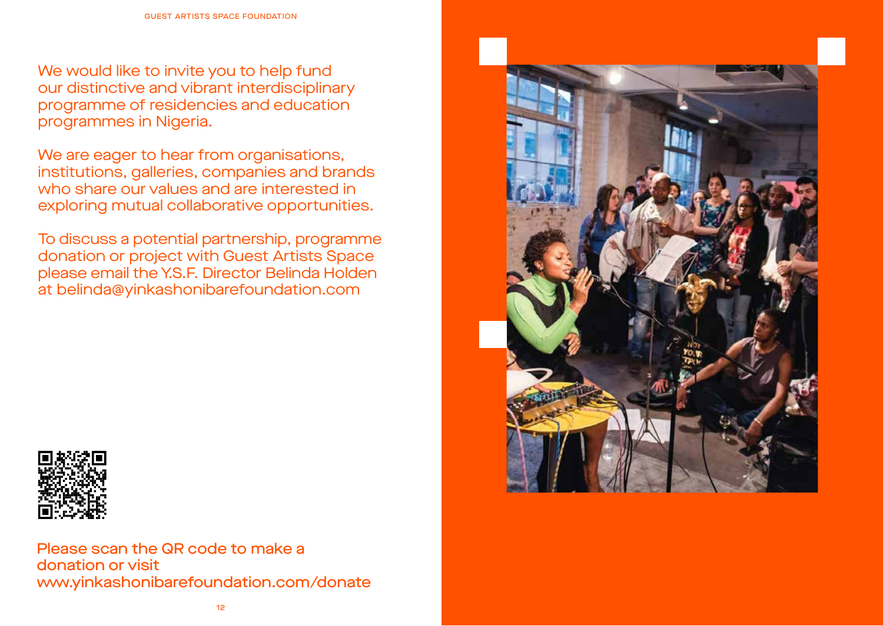We would like to invite you to help fund our distinctive and vibrant interdisciplinary programme of residencies and education programmes in Nigeria.

We are eager to hear from organisations, institutions, galleries, companies and brands who share our values and are interested in exploring mutual collaborative opportunities.

To discuss a potential partnership, programme donation or project with Guest Artists Space please email the Y.S.F. Director Belinda Holden at belinda@yinkashonibarefoundation.com

Please scan the QR code to make a donation or visit www.yinkashonibarefoundation.com/donate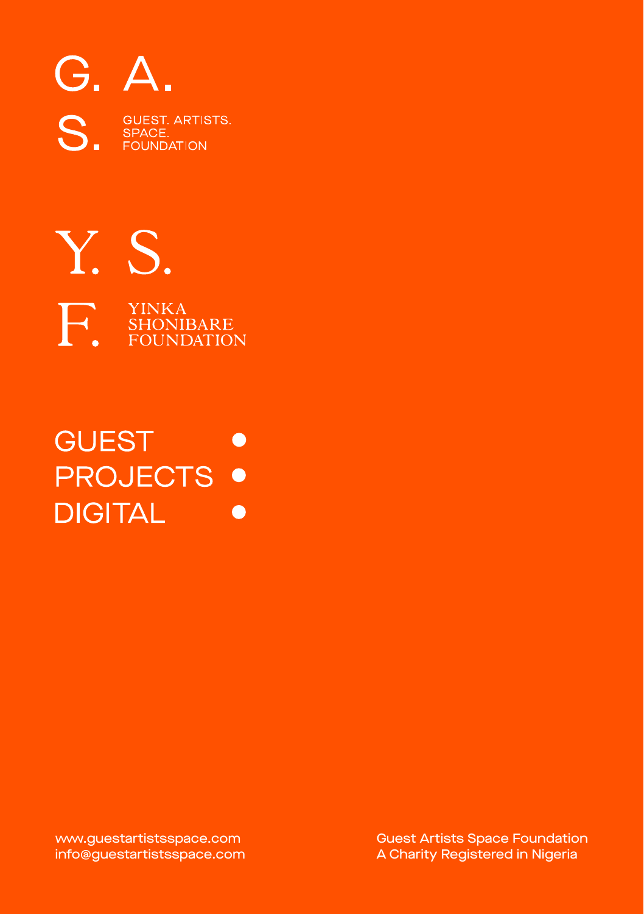G. A.
S.

GUEST. ARTISTS.
SPACE.
FOUNDATION

Y. S.
F.

YINKA
SHONIBARE
FOUNDATION

GUEST
PROJECTS
DIGITAL

www.guestartistsspace.com
info@guestartistsspace.com

Guest Artists Space Foundation
A Charity Registered in Nigeria